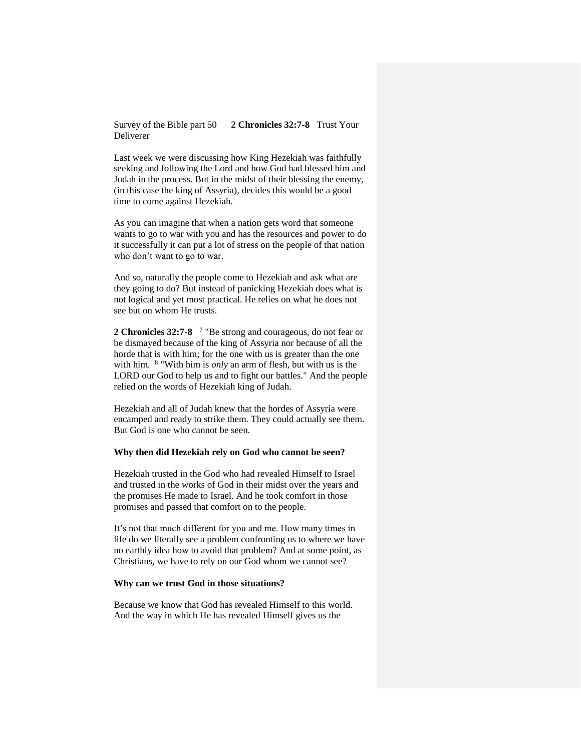Survey of the Bible part 50 **2 Chronicles 32:7-8** Trust Your Deliverer

Last week we were discussing how King Hezekiah was faithfully seeking and following the Lord and how God had blessed him and Judah in the process. But in the midst of their blessing the enemy, (in this case the king of Assyria), decides this would be a good time to come against Hezekiah.

As you can imagine that when a nation gets word that someone wants to go to war with you and has the resources and power to do it successfully it can put a lot of stress on the people of that nation who don't want to go to war.

And so, naturally the people come to Hezekiah and ask what are they going to do? But instead of panicking Hezekiah does what is not logical and yet most practical. He relies on what he does not see but on whom He trusts.

**2 Chronicles 32:7-8** [7] "Be strong and courageous, do not fear or be dismayed because of the king of Assyria nor because of all the horde that is with him; for the one with us is greater than the one with him. [8] "With him is *only* an arm of flesh, but with us is the LORD our God to help us and to fight our battles." And the people relied on the words of Hezekiah king of Judah.

Hezekiah and all of Judah knew that the hordes of Assyria were encamped and ready to strike them. They could actually see them. But God is one who cannot be seen.

**Why then did Hezekiah rely on God who cannot be seen?**

Hezekiah trusted in the God who had revealed Himself to Israel and trusted in the works of God in their midst over the years and the promises He made to Israel. And he took comfort in those promises and passed that comfort on to the people.

It's not that much different for you and me. How many times in life do we literally see a problem confronting us to where we have no earthly idea how to avoid that problem? And at some point, as Christians, we have to rely on our God whom we cannot see?

**Why can we trust God in those situations?**

Because we know that God has revealed Himself to this world. And the way in which He has revealed Himself gives us the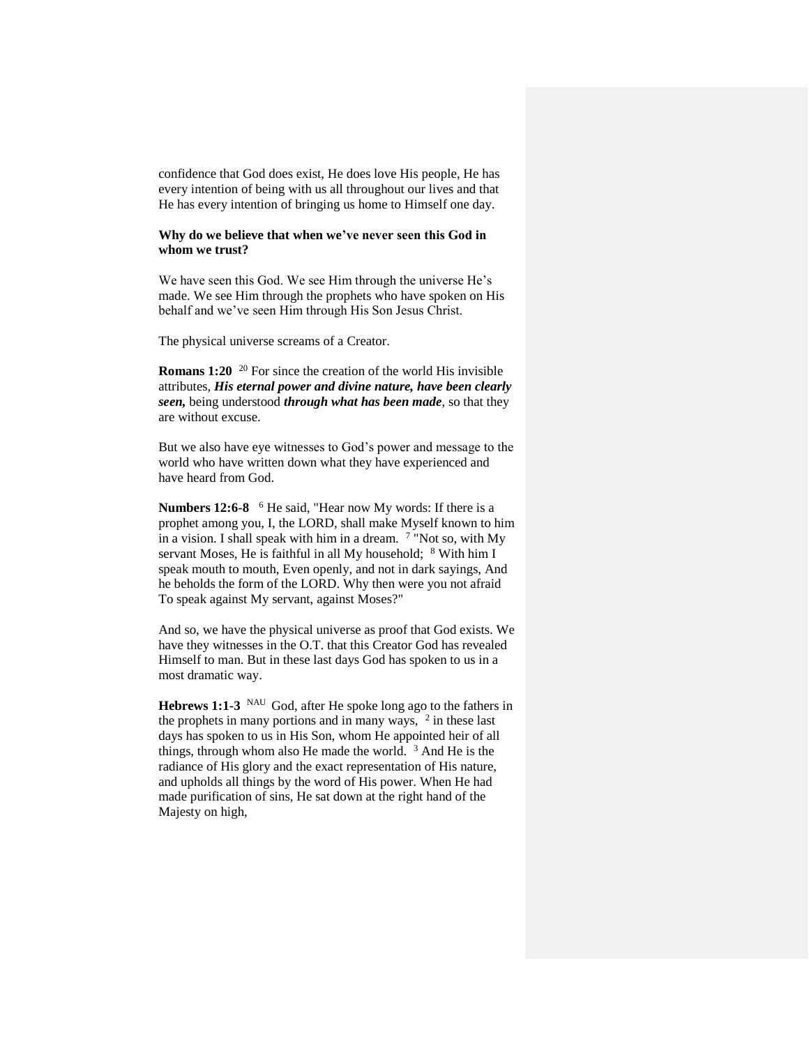confidence that God does exist, He does love His people, He has every intention of being with us all throughout our lives and that He has every intention of bringing us home to Himself one day.

**Why do we believe that when we've never seen this God in whom we trust?**

We have seen this God. We see Him through the universe He's made. We see Him through the prophets who have spoken on His behalf and we've seen Him through His Son Jesus Christ.

The physical universe screams of a Creator.

**Romans 1:20** [20] For since the creation of the world His invisible attributes, ***His eternal power and divine nature, have been clearly seen,*** being understood ***through what has been made***, so that they are without excuse.

But we also have eye witnesses to God's power and message to the world who have written down what they have experienced and have heard from God.

**Numbers 12:6-8** [6] He said, "Hear now My words: If there is a prophet among you, I, the LORD, shall make Myself known to him in a vision. I shall speak with him in a dream. [7] "Not so, with My servant Moses, He is faithful in all My household; [8] With him I speak mouth to mouth, Even openly, and not in dark sayings, And he beholds the form of the LORD. Why then were you not afraid To speak against My servant, against Moses?"

And so, we have the physical universe as proof that God exists. We have they witnesses in the O.T. that this Creator God has revealed Himself to man. But in these last days God has spoken to us in a most dramatic way.

**Hebrews 1:1-3** [NAU] God, after He spoke long ago to the fathers in the prophets in many portions and in many ways, [2] in these last days has spoken to us in His Son, whom He appointed heir of all things, through whom also He made the world. [3] And He is the radiance of His glory and the exact representation of His nature, and upholds all things by the word of His power. When He had made purification of sins, He sat down at the right hand of the Majesty on high,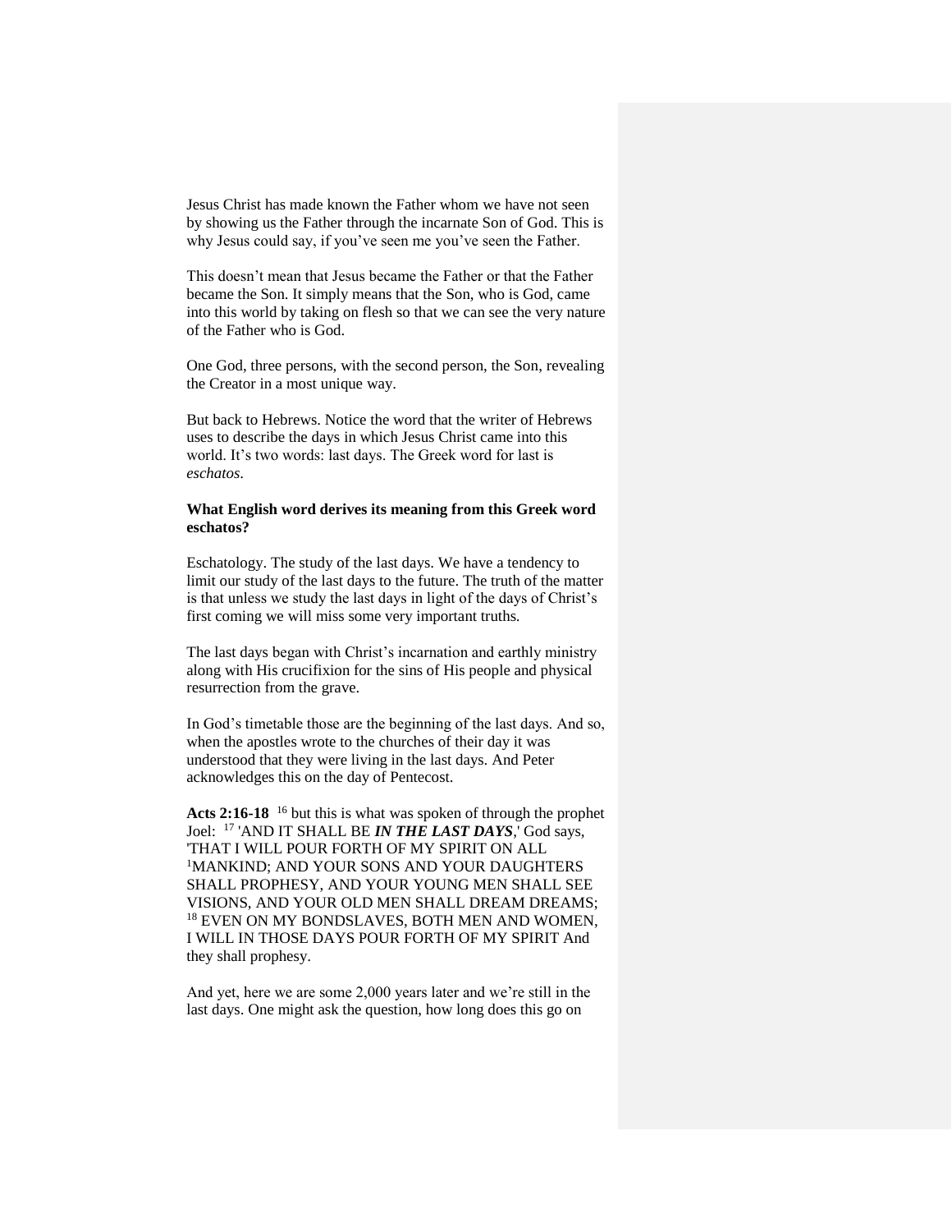Jesus Christ has made known the Father whom we have not seen by showing us the Father through the incarnate Son of God. This is why Jesus could say, if you've seen me you've seen the Father.

This doesn't mean that Jesus became the Father or that the Father became the Son. It simply means that the Son, who is God, came into this world by taking on flesh so that we can see the very nature of the Father who is God.

One God, three persons, with the second person, the Son, revealing the Creator in a most unique way.

But back to Hebrews. Notice the word that the writer of Hebrews uses to describe the days in which Jesus Christ came into this world. It's two words: last days. The Greek word for last is *eschatos*.

**What English word derives its meaning from this Greek word eschatos?**

Eschatology. The study of the last days. We have a tendency to limit our study of the last days to the future. The truth of the matter is that unless we study the last days in light of the days of Christ's first coming we will miss some very important truths.

The last days began with Christ's incarnation and earthly ministry along with His crucifixion for the sins of His people and physical resurrection from the grave.

In God's timetable those are the beginning of the last days. And so, when the apostles wrote to the churches of their day it was understood that they were living in the last days. And Peter acknowledges this on the day of Pentecost.

**Acts 2:16-18** [16] but this is what was spoken of through the prophet Joel: [17] 'AND IT SHALL BE ***IN THE LAST DAYS***,' God says, 'THAT I WILL POUR FORTH OF MY SPIRIT ON ALL [1]MANKIND; AND YOUR SONS AND YOUR DAUGHTERS SHALL PROPHESY, AND YOUR YOUNG MEN SHALL SEE VISIONS, AND YOUR OLD MEN SHALL DREAM DREAMS; [18] EVEN ON MY BONDSLAVES, BOTH MEN AND WOMEN, I WILL IN THOSE DAYS POUR FORTH OF MY SPIRIT And they shall prophesy.

And yet, here we are some 2,000 years later and we're still in the last days. One might ask the question, how long does this go on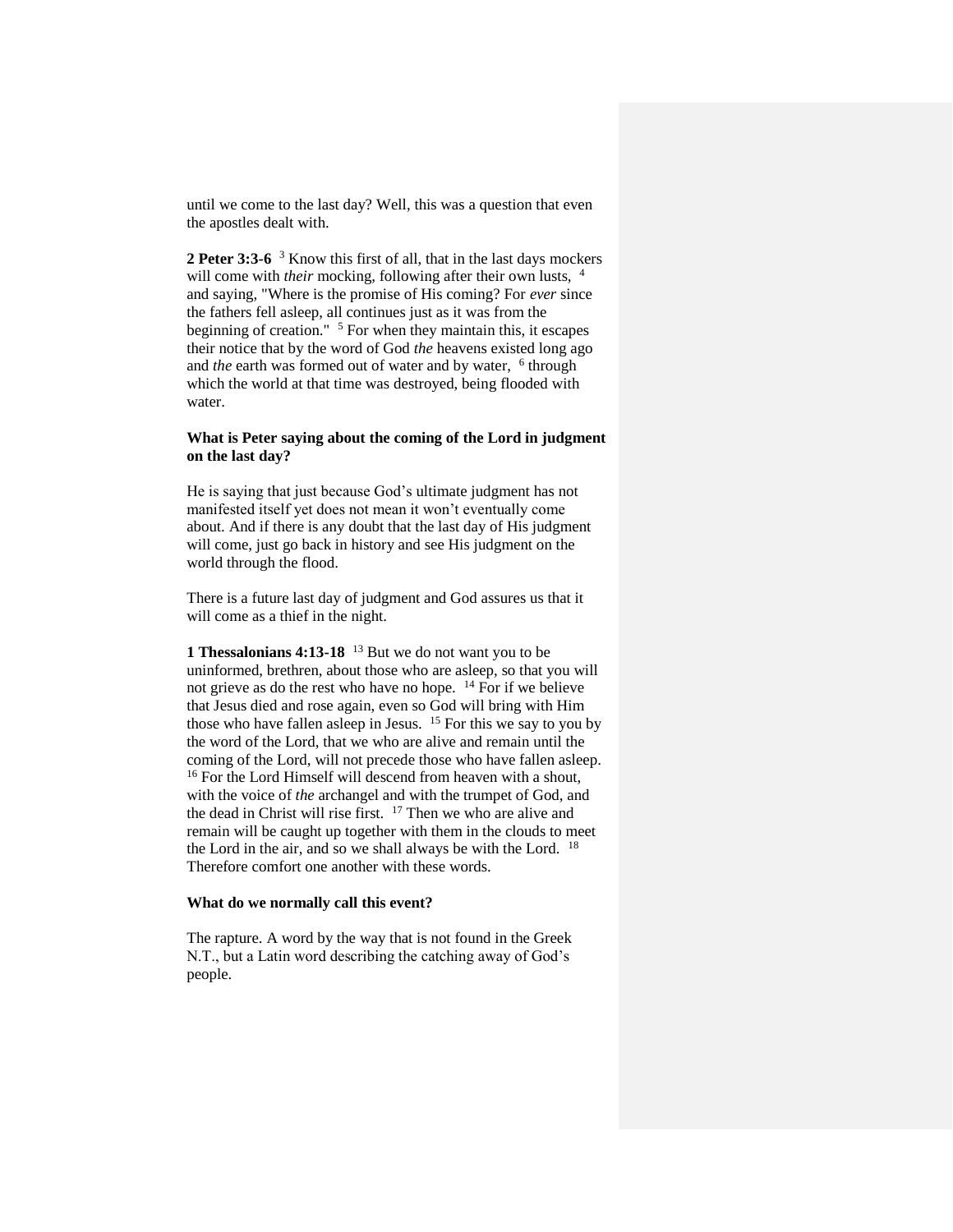until we come to the last day? Well, this was a question that even the apostles dealt with.

**2 Peter 3:3-6** [3] Know this first of all, that in the last days mockers will come with *their* mocking, following after their own lusts, [4] and saying, "Where is the promise of His coming? For *ever* since the fathers fell asleep, all continues just as it was from the beginning of creation." [5] For when they maintain this, it escapes their notice that by the word of God *the* heavens existed long ago and *the* earth was formed out of water and by water, [6] through which the world at that time was destroyed, being flooded with water.

**What is Peter saying about the coming of the Lord in judgment on the last day?**

He is saying that just because God's ultimate judgment has not manifested itself yet does not mean it won't eventually come about. And if there is any doubt that the last day of His judgment will come, just go back in history and see His judgment on the world through the flood.

There is a future last day of judgment and God assures us that it will come as a thief in the night.

**1 Thessalonians 4:13-18** [13] But we do not want you to be uninformed, brethren, about those who are asleep, so that you will not grieve as do the rest who have no hope. [14] For if we believe that Jesus died and rose again, even so God will bring with Him those who have fallen asleep in Jesus. [15] For this we say to you by the word of the Lord, that we who are alive and remain until the coming of the Lord, will not precede those who have fallen asleep. [16] For the Lord Himself will descend from heaven with a shout, with the voice of *the* archangel and with the trumpet of God, and the dead in Christ will rise first. [17] Then we who are alive and remain will be caught up together with them in the clouds to meet the Lord in the air, and so we shall always be with the Lord. [18] Therefore comfort one another with these words.

**What do we normally call this event?**

The rapture. A word by the way that is not found in the Greek N.T., but a Latin word describing the catching away of God's people.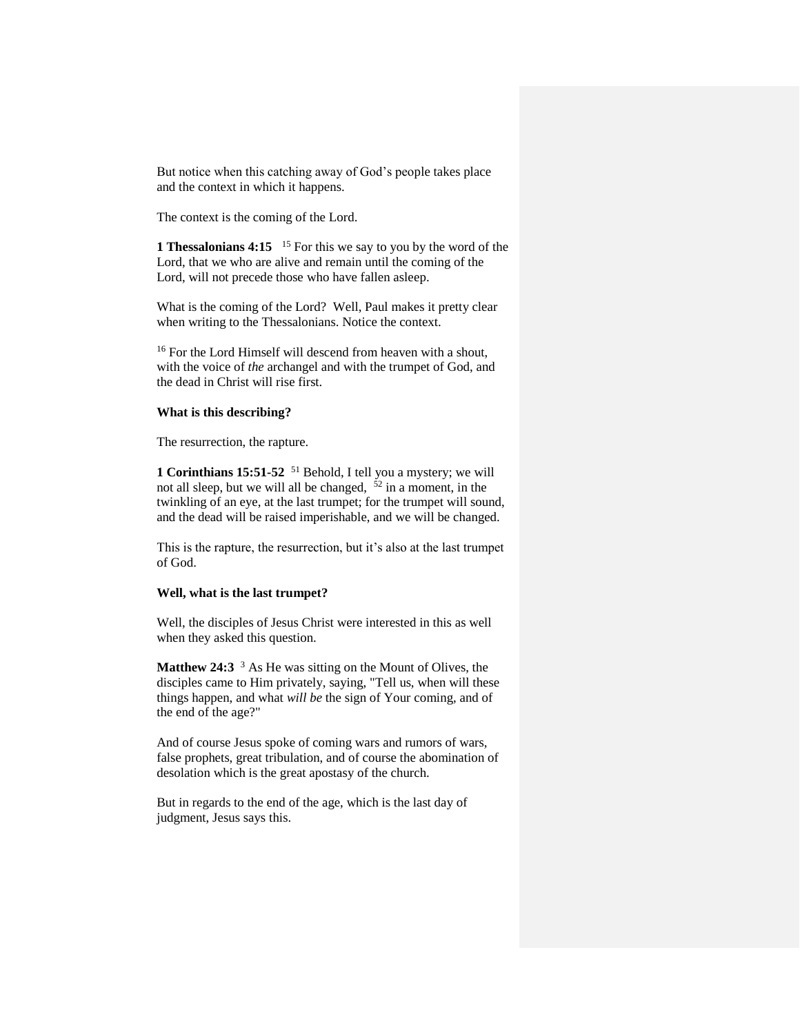But notice when this catching away of God's people takes place and the context in which it happens.

The context is the coming of the Lord.

**1 Thessalonians 4:15** [15] For this we say to you by the word of the Lord, that we who are alive and remain until the coming of the Lord, will not precede those who have fallen asleep.

What is the coming of the Lord? Well, Paul makes it pretty clear when writing to the Thessalonians. Notice the context.

[16] For the Lord Himself will descend from heaven with a shout, with the voice of *the* archangel and with the trumpet of God, and the dead in Christ will rise first.

**What is this describing?**

The resurrection, the rapture.

**1 Corinthians 15:51-52** [51] Behold, I tell you a mystery; we will not all sleep, but we will all be changed, [52] in a moment, in the twinkling of an eye, at the last trumpet; for the trumpet will sound, and the dead will be raised imperishable, and we will be changed.

This is the rapture, the resurrection, but it's also at the last trumpet of God.

**Well, what is the last trumpet?**

Well, the disciples of Jesus Christ were interested in this as well when they asked this question.

**Matthew 24:3** [3] As He was sitting on the Mount of Olives, the disciples came to Him privately, saying, "Tell us, when will these things happen, and what *will be* the sign of Your coming, and of the end of the age?"

And of course Jesus spoke of coming wars and rumors of wars, false prophets, great tribulation, and of course the abomination of desolation which is the great apostasy of the church.

But in regards to the end of the age, which is the last day of judgment, Jesus says this.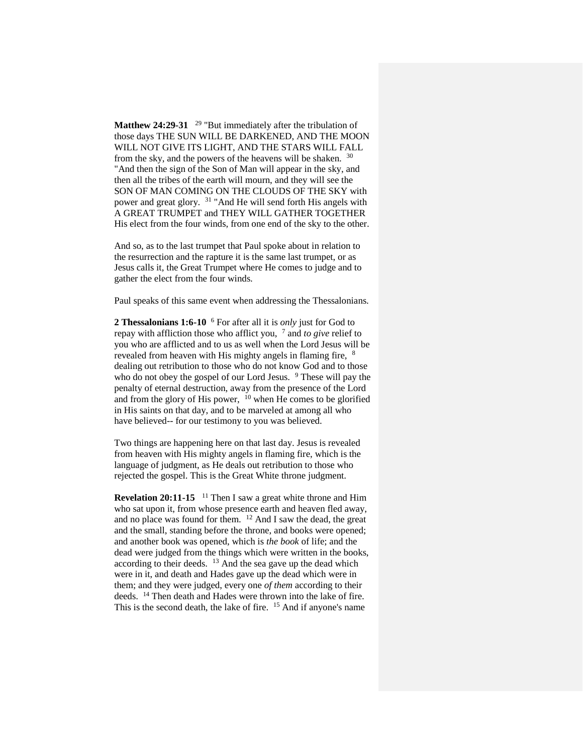**Matthew 24:29-31** [29] "But immediately after the tribulation of those days THE SUN WILL BE DARKENED, AND THE MOON WILL NOT GIVE ITS LIGHT, AND THE STARS WILL FALL from the sky, and the powers of the heavens will be shaken. [30] "And then the sign of the Son of Man will appear in the sky, and then all the tribes of the earth will mourn, and they will see the SON OF MAN COMING ON THE CLOUDS OF THE SKY with power and great glory. [31] "And He will send forth His angels with A GREAT TRUMPET and THEY WILL GATHER TOGETHER His elect from the four winds, from one end of the sky to the other.

And so, as to the last trumpet that Paul spoke about in relation to the resurrection and the rapture it is the same last trumpet, or as Jesus calls it, the Great Trumpet where He comes to judge and to gather the elect from the four winds.

Paul speaks of this same event when addressing the Thessalonians.

**2 Thessalonians 1:6-10** [6] For after all it is *only* just for God to repay with affliction those who afflict you, [7] and *to give* relief to you who are afflicted and to us as well when the Lord Jesus will be revealed from heaven with His mighty angels in flaming fire, [8] dealing out retribution to those who do not know God and to those who do not obey the gospel of our Lord Jesus. [9] These will pay the penalty of eternal destruction, away from the presence of the Lord and from the glory of His power, [10] when He comes to be glorified in His saints on that day, and to be marveled at among all who have believed-- for our testimony to you was believed.

Two things are happening here on that last day. Jesus is revealed from heaven with His mighty angels in flaming fire, which is the language of judgment, as He deals out retribution to those who rejected the gospel. This is the Great White throne judgment.

**Revelation 20:11-15** [11] Then I saw a great white throne and Him who sat upon it, from whose presence earth and heaven fled away, and no place was found for them. [12] And I saw the dead, the great and the small, standing before the throne, and books were opened; and another book was opened, which is *the book* of life; and the dead were judged from the things which were written in the books, according to their deeds. [13] And the sea gave up the dead which were in it, and death and Hades gave up the dead which were in them; and they were judged, every one *of them* according to their deeds. [14] Then death and Hades were thrown into the lake of fire. This is the second death, the lake of fire. [15] And if anyone's name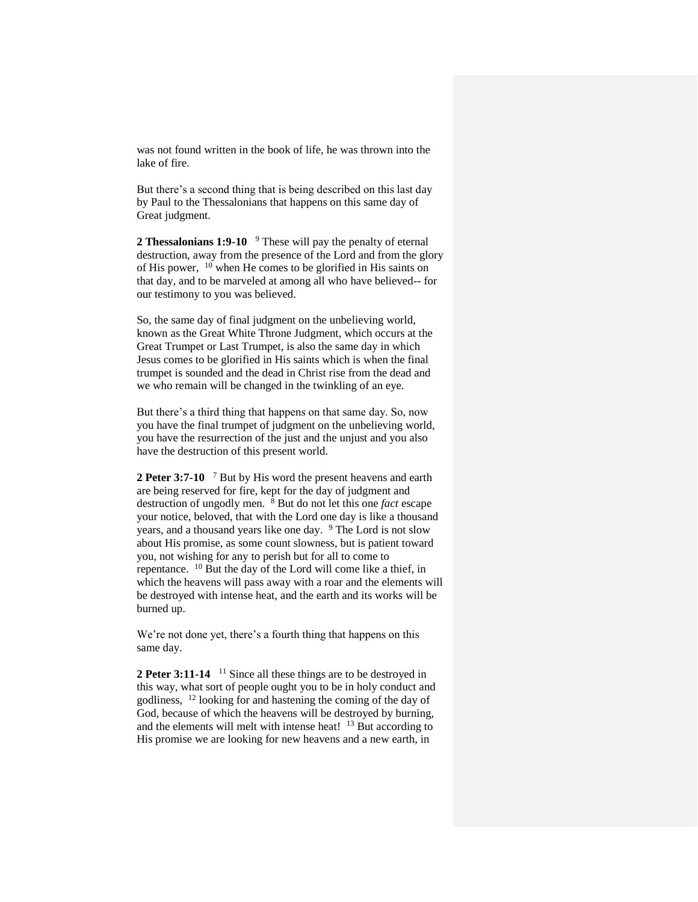was not found written in the book of life, he was thrown into the lake of fire.

But there's a second thing that is being described on this last day by Paul to the Thessalonians that happens on this same day of Great judgment.

**2 Thessalonians 1:9-10** [9] These will pay the penalty of eternal destruction, away from the presence of the Lord and from the glory of His power, [10] when He comes to be glorified in His saints on that day, and to be marveled at among all who have believed-- for our testimony to you was believed.

So, the same day of final judgment on the unbelieving world, known as the Great White Throne Judgment, which occurs at the Great Trumpet or Last Trumpet, is also the same day in which Jesus comes to be glorified in His saints which is when the final trumpet is sounded and the dead in Christ rise from the dead and we who remain will be changed in the twinkling of an eye.

But there's a third thing that happens on that same day. So, now you have the final trumpet of judgment on the unbelieving world, you have the resurrection of the just and the unjust and you also have the destruction of this present world.

**2 Peter 3:7-10** [7] But by His word the present heavens and earth are being reserved for fire, kept for the day of judgment and destruction of ungodly men. [8] But do not let this one *fact* escape your notice, beloved, that with the Lord one day is like a thousand years, and a thousand years like one day. [9] The Lord is not slow about His promise, as some count slowness, but is patient toward you, not wishing for any to perish but for all to come to repentance. [10] But the day of the Lord will come like a thief, in which the heavens will pass away with a roar and the elements will be destroyed with intense heat, and the earth and its works will be burned up.

We're not done yet, there's a fourth thing that happens on this same day.

**2 Peter 3:11-14** [11] Since all these things are to be destroyed in this way, what sort of people ought you to be in holy conduct and godliness, [12] looking for and hastening the coming of the day of God, because of which the heavens will be destroyed by burning, and the elements will melt with intense heat! [13] But according to His promise we are looking for new heavens and a new earth, in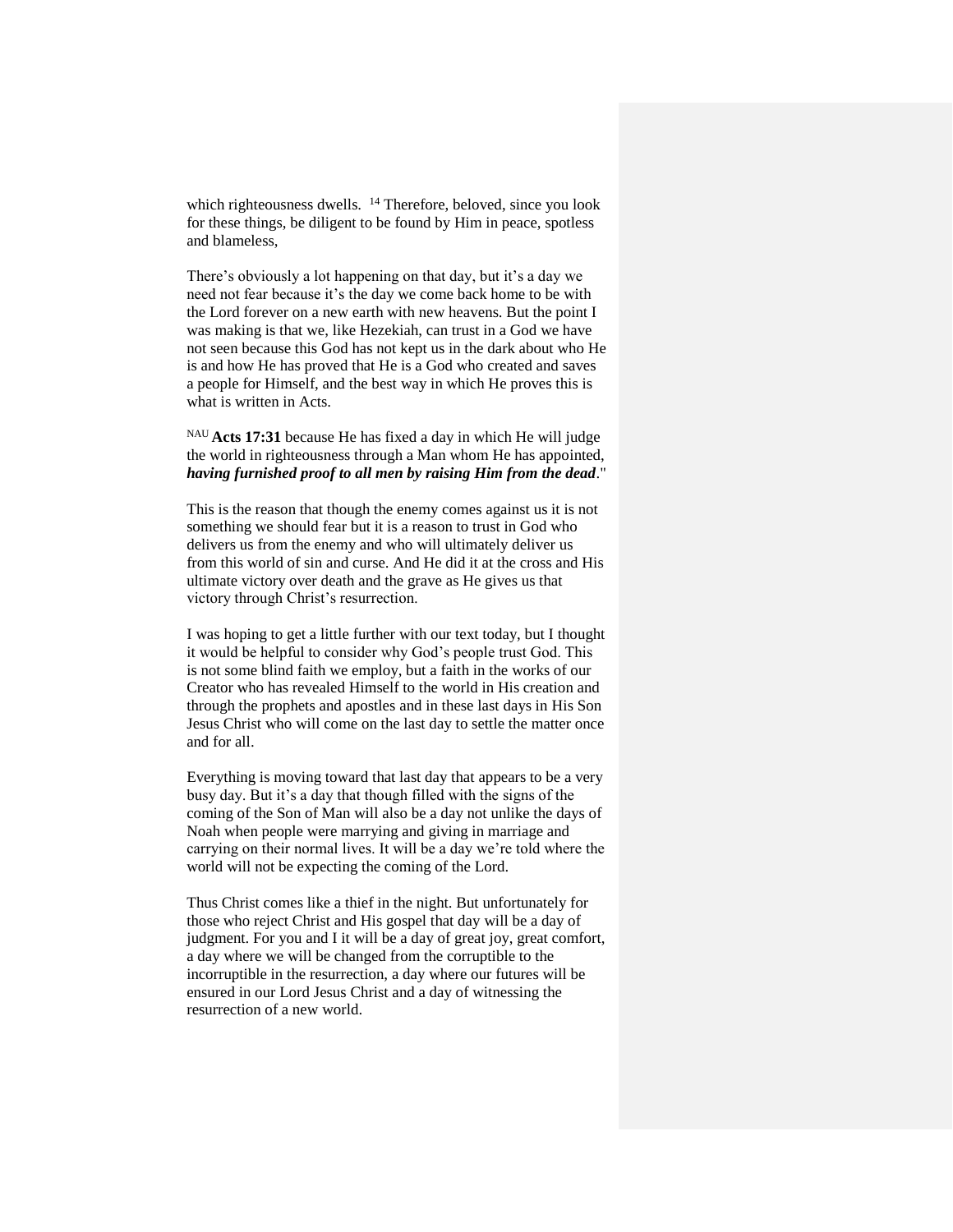which righteousness dwells. [14] Therefore, beloved, since you look for these things, be diligent to be found by Him in peace, spotless and blameless,

There's obviously a lot happening on that day, but it's a day we need not fear because it's the day we come back home to be with the Lord forever on a new earth with new heavens. But the point I was making is that we, like Hezekiah, can trust in a God we have not seen because this God has not kept us in the dark about who He is and how He has proved that He is a God who created and saves a people for Himself, and the best way in which He proves this is what is written in Acts.

[NAU] **Acts 17:31** because He has fixed a day in which He will judge the world in righteousness through a Man whom He has appointed, ***having furnished proof to all men by raising Him from the dead***."

This is the reason that though the enemy comes against us it is not something we should fear but it is a reason to trust in God who delivers us from the enemy and who will ultimately deliver us from this world of sin and curse. And He did it at the cross and His ultimate victory over death and the grave as He gives us that victory through Christ's resurrection.

I was hoping to get a little further with our text today, but I thought it would be helpful to consider why God's people trust God. This is not some blind faith we employ, but a faith in the works of our Creator who has revealed Himself to the world in His creation and through the prophets and apostles and in these last days in His Son Jesus Christ who will come on the last day to settle the matter once and for all.

Everything is moving toward that last day that appears to be a very busy day. But it's a day that though filled with the signs of the coming of the Son of Man will also be a day not unlike the days of Noah when people were marrying and giving in marriage and carrying on their normal lives. It will be a day we're told where the world will not be expecting the coming of the Lord.

Thus Christ comes like a thief in the night. But unfortunately for those who reject Christ and His gospel that day will be a day of judgment. For you and I it will be a day of great joy, great comfort, a day where we will be changed from the corruptible to the incorruptible in the resurrection, a day where our futures will be ensured in our Lord Jesus Christ and a day of witnessing the resurrection of a new world.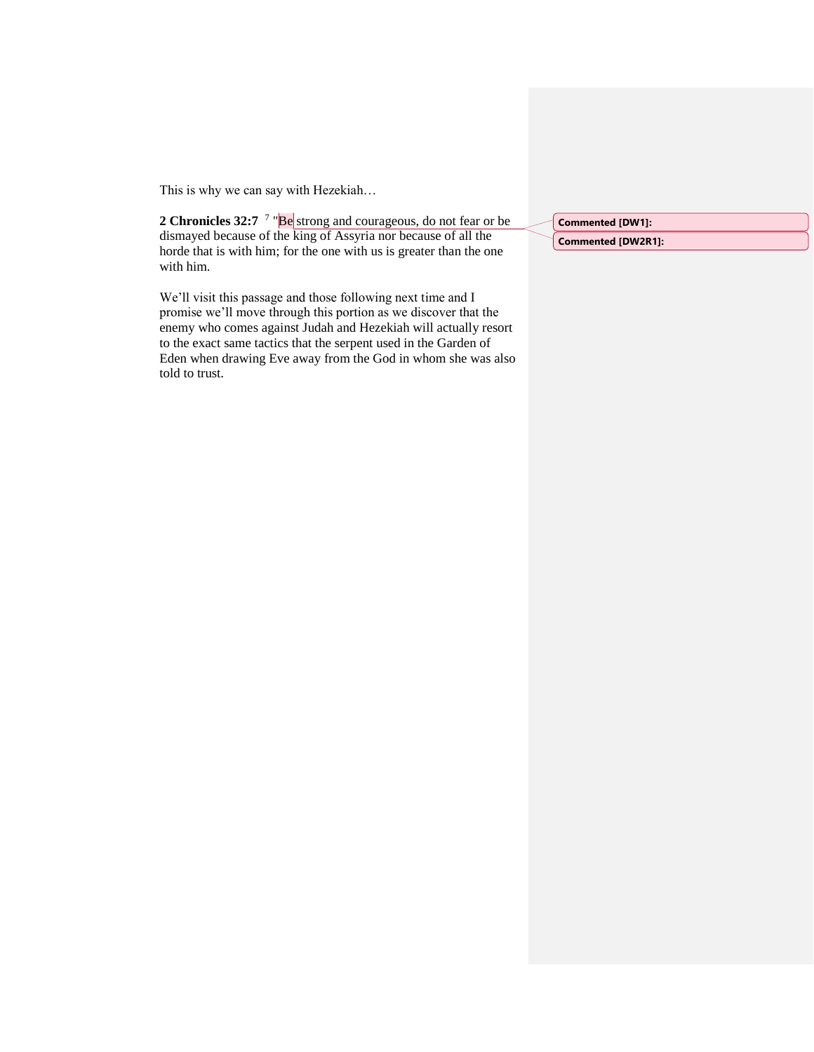This is why we can say with Hezekiah…

**2 Chronicles 32:7** [7] "Be strong and courageous, do not fear or be dismayed because of the king of Assyria nor because of all the horde that is with him; for the one with us is greater than the one with him.

We'll visit this passage and those following next time and I promise we'll move through this portion as we discover that the enemy who comes against Judah and Hezekiah will actually resort to the exact same tactics that the serpent used in the Garden of Eden when drawing Eve away from the God in whom she was also told to trust.